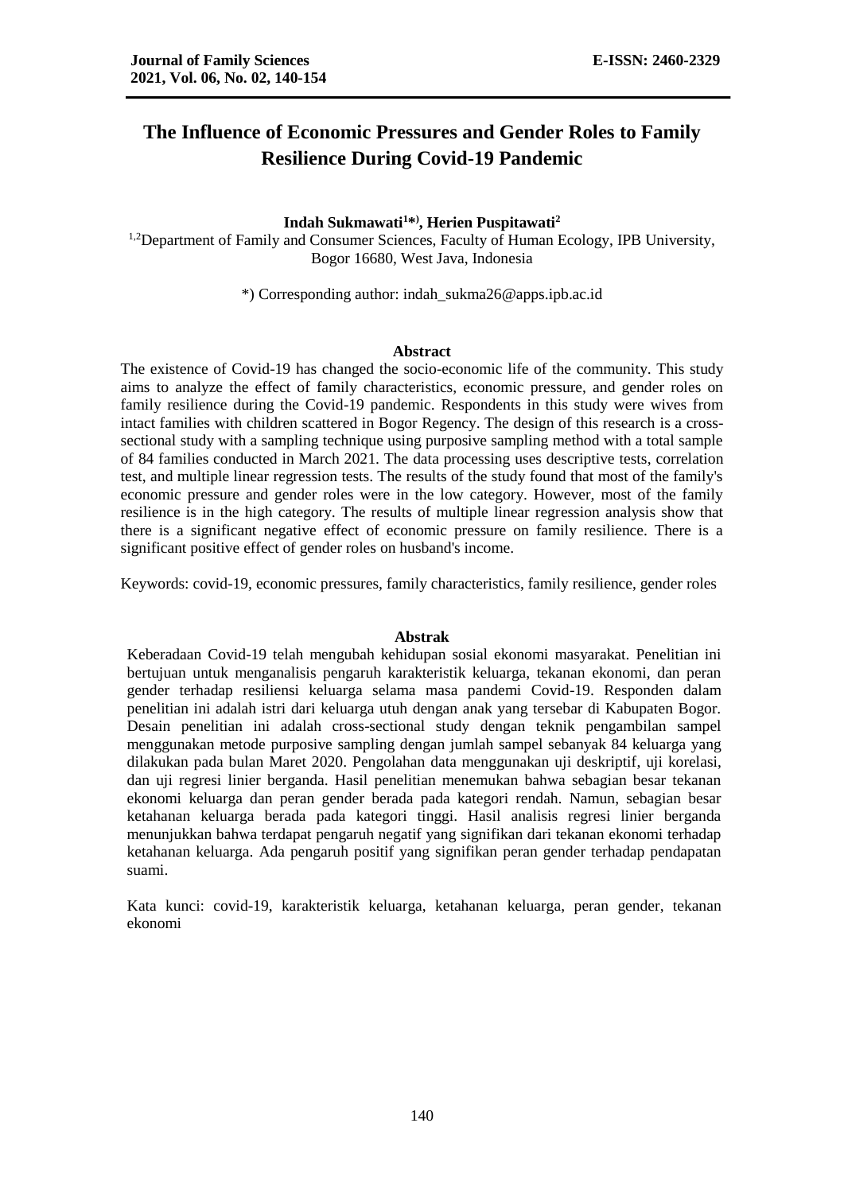# The Influence of Economic Pressures and Gender Roles to Family Resilience During Covid-19 Pandemic

**Indah Sukmawati[1*)], Herien Puspitawati[2]**

[1,2]Department of Family and Consumer Sciences, Faculty of Human Ecology, IPB University, Bogor 16680, West Java, Indonesia

*) Corresponding author: indah_sukma26@apps.ipb.ac.id

## Abstract

The existence of Covid-19 has changed the socio-economic life of the community. This study aims to analyze the effect of family characteristics, economic pressure, and gender roles on family resilience during the Covid-19 pandemic. Respondents in this study were wives from intact families with children scattered in Bogor Regency. The design of this research is a cross-sectional study with a sampling technique using purposive sampling method with a total sample of 84 families conducted in March 2021. The data processing uses descriptive tests, correlation test, and multiple linear regression tests. The results of the study found that most of the family's economic pressure and gender roles were in the low category. However, most of the family resilience is in the high category. The results of multiple linear regression analysis show that there is a significant negative effect of economic pressure on family resilience. There is a significant positive effect of gender roles on husband's income.

Keywords: covid-19, economic pressures, family characteristics, family resilience, gender roles

## Abstrak

Keberadaan Covid-19 telah mengubah kehidupan sosial ekonomi masyarakat. Penelitian ini bertujuan untuk menganalisis pengaruh karakteristik keluarga, tekanan ekonomi, dan peran gender terhadap resiliensi keluarga selama masa pandemi Covid-19. Responden dalam penelitian ini adalah istri dari keluarga utuh dengan anak yang tersebar di Kabupaten Bogor. Desain penelitian ini adalah cross-sectional study dengan teknik pengambilan sampel menggunakan metode purposive sampling dengan jumlah sampel sebanyak 84 keluarga yang dilakukan pada bulan Maret 2020. Pengolahan data menggunakan uji deskriptif, uji korelasi, dan uji regresi linier berganda. Hasil penelitian menemukan bahwa sebagian besar tekanan ekonomi keluarga dan peran gender berada pada kategori rendah. Namun, sebagian besar ketahanan keluarga berada pada kategori tinggi. Hasil analisis regresi linier berganda menunjukkan bahwa terdapat pengaruh negatif yang signifikan dari tekanan ekonomi terhadap ketahanan keluarga. Ada pengaruh positif yang signifikan peran gender terhadap pendapatan suami.

Kata kunci: covid-19, karakteristik keluarga, ketahanan keluarga, peran gender, tekanan ekonomi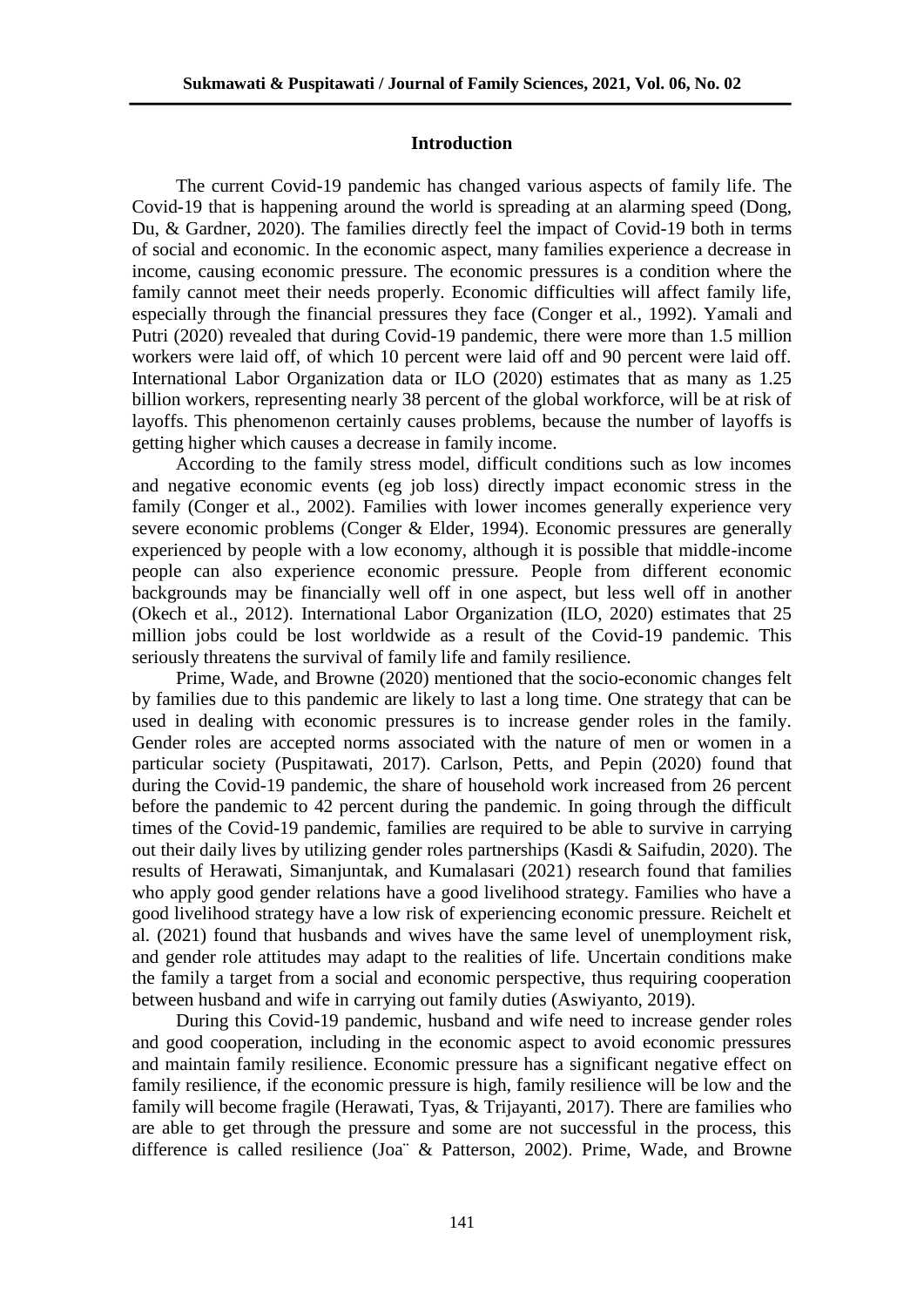## Introduction

The current Covid-19 pandemic has changed various aspects of family life. The Covid-19 that is happening around the world is spreading at an alarming speed (Dong, Du, & Gardner, 2020). The families directly feel the impact of Covid-19 both in terms of social and economic. In the economic aspect, many families experience a decrease in income, causing economic pressure. The economic pressures is a condition where the family cannot meet their needs properly. Economic difficulties will affect family life, especially through the financial pressures they face (Conger et al., 1992). Yamali and Putri (2020) revealed that during Covid-19 pandemic, there were more than 1.5 million workers were laid off, of which 10 percent were laid off and 90 percent were laid off. International Labor Organization data or ILO (2020) estimates that as many as 1.25 billion workers, representing nearly 38 percent of the global workforce, will be at risk of layoffs. This phenomenon certainly causes problems, because the number of layoffs is getting higher which causes a decrease in family income.

According to the family stress model, difficult conditions such as low incomes and negative economic events (eg job loss) directly impact economic stress in the family (Conger et al., 2002). Families with lower incomes generally experience very severe economic problems (Conger & Elder, 1994). Economic pressures are generally experienced by people with a low economy, although it is possible that middle-income people can also experience economic pressure. People from different economic backgrounds may be financially well off in one aspect, but less well off in another (Okech et al., 2012). International Labor Organization (ILO, 2020) estimates that 25 million jobs could be lost worldwide as a result of the Covid-19 pandemic. This seriously threatens the survival of family life and family resilience.

Prime, Wade, and Browne (2020) mentioned that the socio-economic changes felt by families due to this pandemic are likely to last a long time. One strategy that can be used in dealing with economic pressures is to increase gender roles in the family. Gender roles are accepted norms associated with the nature of men or women in a particular society (Puspitawati, 2017). Carlson, Petts, and Pepin (2020) found that during the Covid-19 pandemic, the share of household work increased from 26 percent before the pandemic to 42 percent during the pandemic. In going through the difficult times of the Covid-19 pandemic, families are required to be able to survive in carrying out their daily lives by utilizing gender roles partnerships (Kasdi & Saifudin, 2020). The results of Herawati, Simanjuntak, and Kumalasari (2021) research found that families who apply good gender relations have a good livelihood strategy. Families who have a good livelihood strategy have a low risk of experiencing economic pressure. Reichelt et al. (2021) found that husbands and wives have the same level of unemployment risk, and gender role attitudes may adapt to the realities of life. Uncertain conditions make the family a target from a social and economic perspective, thus requiring cooperation between husband and wife in carrying out family duties (Aswiyanto, 2019).

During this Covid-19 pandemic, husband and wife need to increase gender roles and good cooperation, including in the economic aspect to avoid economic pressures and maintain family resilience. Economic pressure has a significant negative effect on family resilience, if the economic pressure is high, family resilience will be low and the family will become fragile (Herawati, Tyas, & Trijayanti, 2017). There are families who are able to get through the pressure and some are not successful in the process, this difference is called resilience (Joa¨ & Patterson, 2002). Prime, Wade, and Browne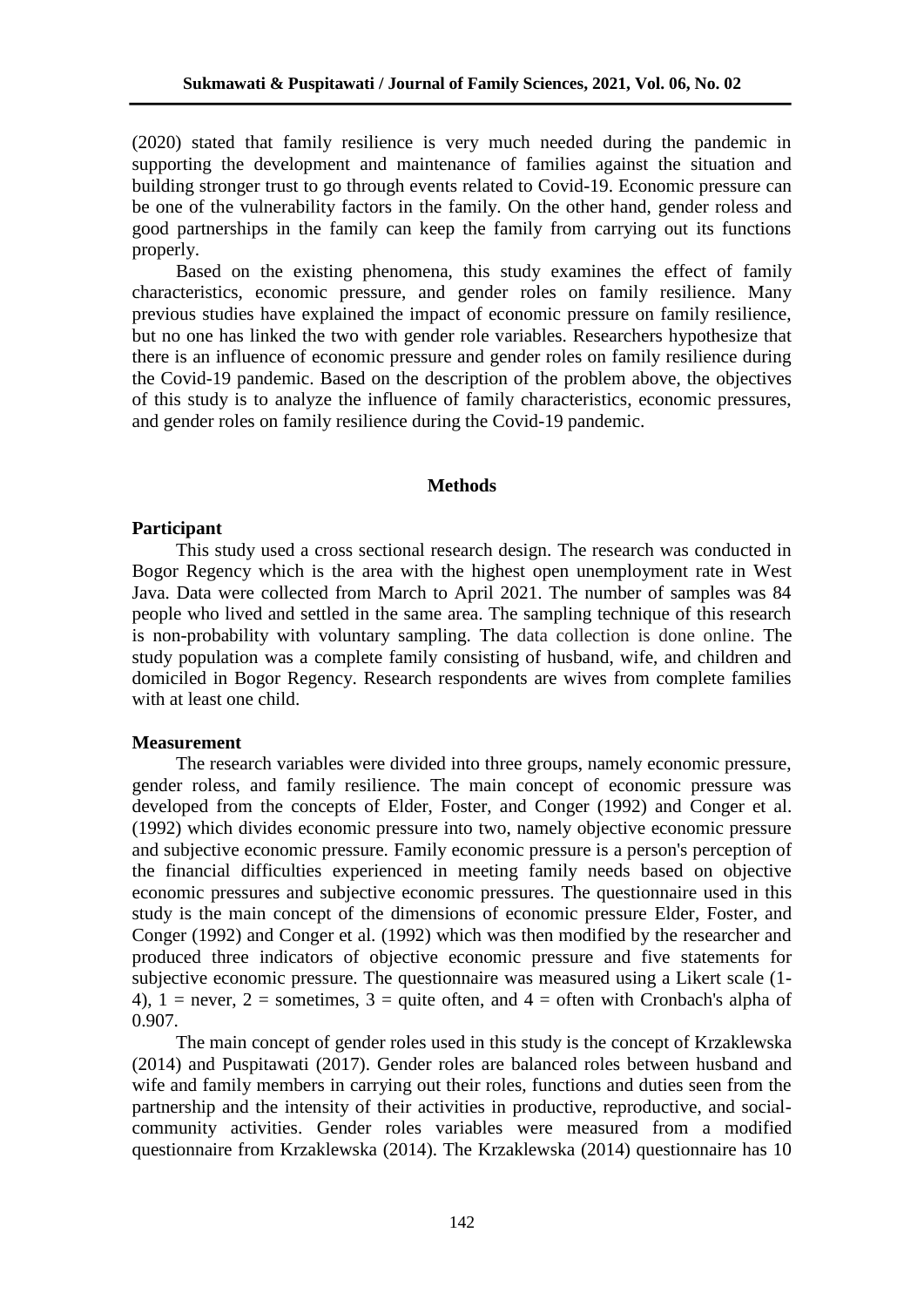(2020) stated that family resilience is very much needed during the pandemic in supporting the development and maintenance of families against the situation and building stronger trust to go through events related to Covid-19. Economic pressure can be one of the vulnerability factors in the family. On the other hand, gender roless and good partnerships in the family can keep the family from carrying out its functions properly.

Based on the existing phenomena, this study examines the effect of family characteristics, economic pressure, and gender roles on family resilience. Many previous studies have explained the impact of economic pressure on family resilience, but no one has linked the two with gender role variables. Researchers hypothesize that there is an influence of economic pressure and gender roles on family resilience during the Covid-19 pandemic. Based on the description of the problem above, the objectives of this study is to analyze the influence of family characteristics, economic pressures, and gender roles on family resilience during the Covid-19 pandemic.

## Methods

### Participant

This study used a cross sectional research design. The research was conducted in Bogor Regency which is the area with the highest open unemployment rate in West Java. Data were collected from March to April 2021. The number of samples was 84 people who lived and settled in the same area. The sampling technique of this research is non-probability with voluntary sampling. The data collection is done online. The study population was a complete family consisting of husband, wife, and children and domiciled in Bogor Regency. Research respondents are wives from complete families with at least one child.

### Measurement

The research variables were divided into three groups, namely economic pressure, gender roless, and family resilience. The main concept of economic pressure was developed from the concepts of Elder, Foster, and Conger (1992) and Conger et al. (1992) which divides economic pressure into two, namely objective economic pressure and subjective economic pressure. Family economic pressure is a person's perception of the financial difficulties experienced in meeting family needs based on objective economic pressures and subjective economic pressures. The questionnaire used in this study is the main concept of the dimensions of economic pressure Elder, Foster, and Conger (1992) and Conger et al. (1992) which was then modified by the researcher and produced three indicators of objective economic pressure and five statements for subjective economic pressure. The questionnaire was measured using a Likert scale (1-4), 1 = never, 2 = sometimes, 3 = quite often, and 4 = often with Cronbach's alpha of 0.907.

The main concept of gender roles used in this study is the concept of Krzaklewska (2014) and Puspitawati (2017). Gender roles are balanced roles between husband and wife and family members in carrying out their roles, functions and duties seen from the partnership and the intensity of their activities in productive, reproductive, and social-community activities. Gender roles variables were measured from a modified questionnaire from Krzaklewska (2014). The Krzaklewska (2014) questionnaire has 10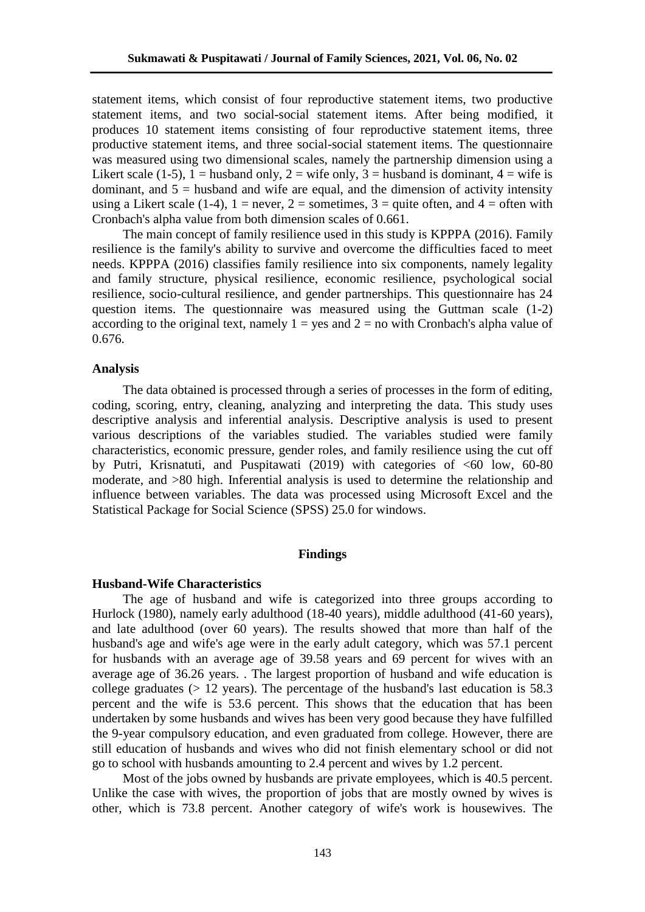statement items, which consist of four reproductive statement items, two productive statement items, and two social-social statement items. After being modified, it produces 10 statement items consisting of four reproductive statement items, three productive statement items, and three social-social statement items. The questionnaire was measured using two dimensional scales, namely the partnership dimension using a Likert scale (1-5), 1 = husband only, 2 = wife only, 3 = husband is dominant, 4 = wife is dominant, and 5 = husband and wife are equal, and the dimension of activity intensity using a Likert scale (1-4), 1 = never, 2 = sometimes, 3 = quite often, and 4 = often with Cronbach's alpha value from both dimension scales of 0.661.

The main concept of family resilience used in this study is KPPPA (2016). Family resilience is the family's ability to survive and overcome the difficulties faced to meet needs. KPPPA (2016) classifies family resilience into six components, namely legality and family structure, physical resilience, economic resilience, psychological social resilience, socio-cultural resilience, and gender partnerships. This questionnaire has 24 question items. The questionnaire was measured using the Guttman scale (1-2) according to the original text, namely 1 = yes and 2 = no with Cronbach's alpha value of 0.676.

### Analysis

The data obtained is processed through a series of processes in the form of editing, coding, scoring, entry, cleaning, analyzing and interpreting the data. This study uses descriptive analysis and inferential analysis. Descriptive analysis is used to present various descriptions of the variables studied. The variables studied were family characteristics, economic pressure, gender roles, and family resilience using the cut off by Putri, Krisnatuti, and Puspitawati (2019) with categories of <60 low, 60-80 moderate, and >80 high. Inferential analysis is used to determine the relationship and influence between variables. The data was processed using Microsoft Excel and the Statistical Package for Social Science (SPSS) 25.0 for windows.

## Findings

### Husband-Wife Characteristics

The age of husband and wife is categorized into three groups according to Hurlock (1980), namely early adulthood (18-40 years), middle adulthood (41-60 years), and late adulthood (over 60 years). The results showed that more than half of the husband's age and wife's age were in the early adult category, which was 57.1 percent for husbands with an average age of 39.58 years and 69 percent for wives with an average age of 36.26 years. . The largest proportion of husband and wife education is college graduates (> 12 years). The percentage of the husband's last education is 58.3 percent and the wife is 53.6 percent. This shows that the education that has been undertaken by some husbands and wives has been very good because they have fulfilled the 9-year compulsory education, and even graduated from college. However, there are still education of husbands and wives who did not finish elementary school or did not go to school with husbands amounting to 2.4 percent and wives by 1.2 percent.

Most of the jobs owned by husbands are private employees, which is 40.5 percent. Unlike the case with wives, the proportion of jobs that are mostly owned by wives is other, which is 73.8 percent. Another category of wife's work is housewives. The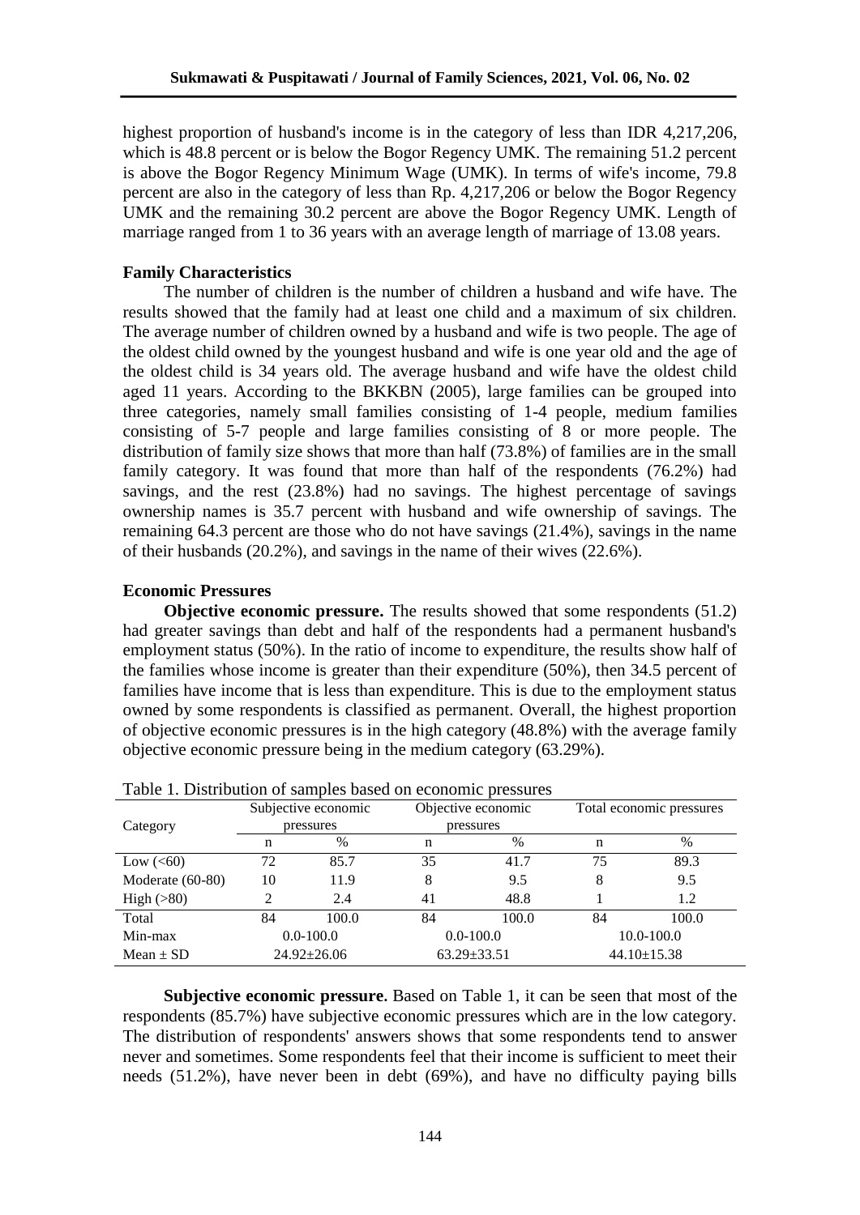highest proportion of husband's income is in the category of less than IDR 4,217,206, which is 48.8 percent or is below the Bogor Regency UMK. The remaining 51.2 percent is above the Bogor Regency Minimum Wage (UMK). In terms of wife's income, 79.8 percent are also in the category of less than Rp. 4,217,206 or below the Bogor Regency UMK and the remaining 30.2 percent are above the Bogor Regency UMK. Length of marriage ranged from 1 to 36 years with an average length of marriage of 13.08 years.

**Family Characteristics**

The number of children is the number of children a husband and wife have. The results showed that the family had at least one child and a maximum of six children. The average number of children owned by a husband and wife is two people. The age of the oldest child owned by the youngest husband and wife is one year old and the age of the oldest child is 34 years old. The average husband and wife have the oldest child aged 11 years. According to the BKKBN (2005), large families can be grouped into three categories, namely small families consisting of 1-4 people, medium families consisting of 5-7 people and large families consisting of 8 or more people. The distribution of family size shows that more than half (73.8%) of families are in the small family category. It was found that more than half of the respondents (76.2%) had savings, and the rest (23.8%) had no savings. The highest percentage of savings ownership names is 35.7 percent with husband and wife ownership of savings. The remaining 64.3 percent are those who do not have savings (21.4%), savings in the name of their husbands (20.2%), and savings in the name of their wives (22.6%).

**Economic Pressures**

**Objective economic pressure.** The results showed that some respondents (51.2) had greater savings than debt and half of the respondents had a permanent husband's employment status (50%). In the ratio of income to expenditure, the results show half of the families whose income is greater than their expenditure (50%), then 34.5 percent of families have income that is less than expenditure. This is due to the employment status owned by some respondents is classified as permanent. Overall, the highest proportion of objective economic pressures is in the high category (48.8%) with the average family objective economic pressure being in the medium category (63.29%).

Table 1. Distribution of samples based on economic pressures

| Category | Subjective economic pressures | | Objective economic pressures | | Total economic pressures | |
|---|---|---|---|---|---|---|
| | n | % | n | % | n | % |
| Low (<60) | 72 | 85.7 | 35 | 41.7 | 75 | 89.3 |
| Moderate (60-80) | 10 | 11.9 | 8 | 9.5 | 8 | 9.5 |
| High (>80) | 2 | 2.4 | 41 | 48.8 | 1 | 1.2 |
| Total | 84 | 100.0 | 84 | 100.0 | 84 | 100.0 |
| Min-max | 0.0-100.0 | | 0.0-100.0 | | 10.0-100.0 | |
| Mean ± SD | 24.92±26.06 | | 63.29±33.51 | | 44.10±15.38 | |

**Subjective economic pressure.** Based on Table 1, it can be seen that most of the respondents (85.7%) have subjective economic pressures which are in the low category. The distribution of respondents' answers shows that some respondents tend to answer never and sometimes. Some respondents feel that their income is sufficient to meet their needs (51.2%), have never been in debt (69%), and have no difficulty paying bills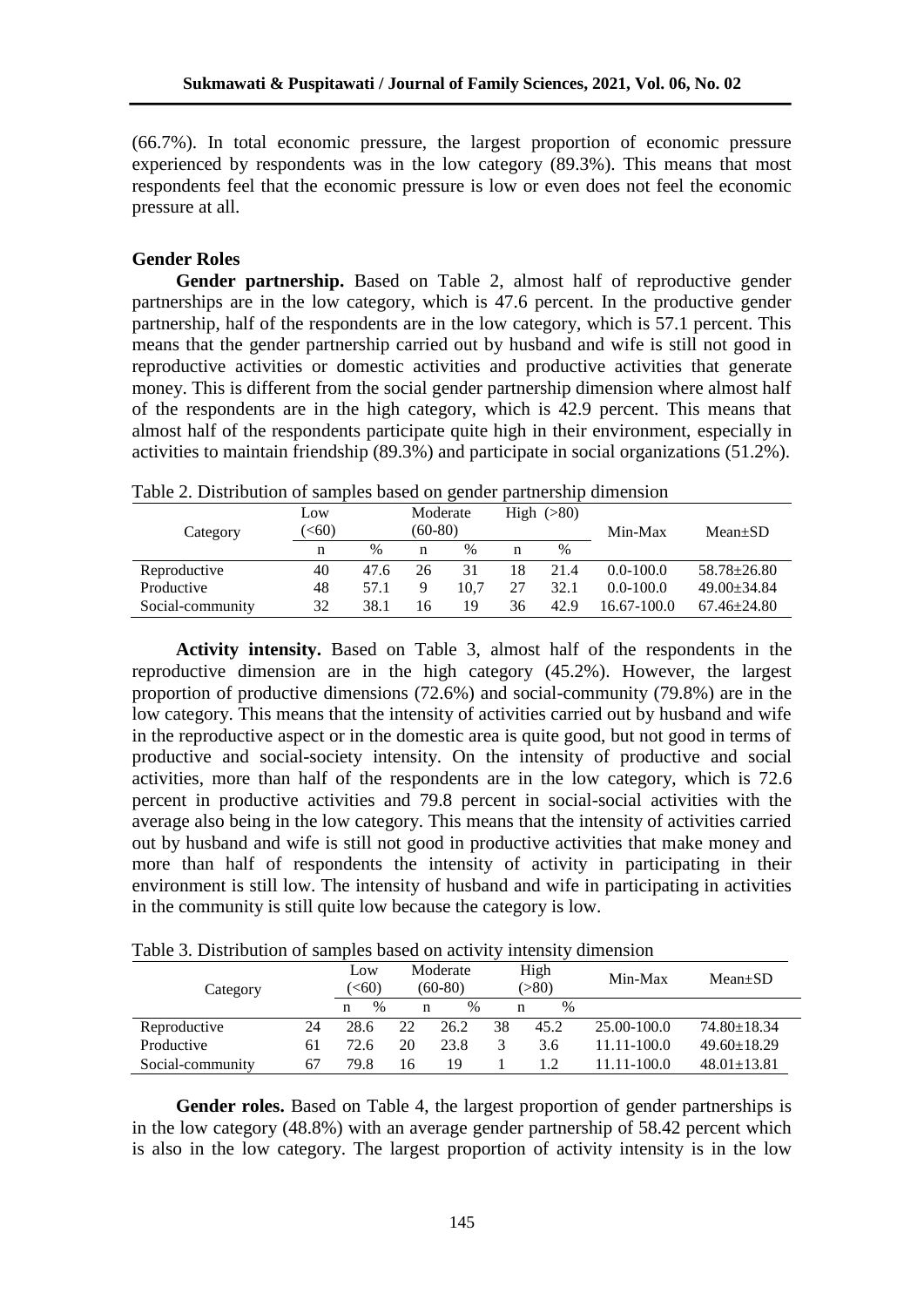(66.7%). In total economic pressure, the largest proportion of economic pressure experienced by respondents was in the low category (89.3%). This means that most respondents feel that the economic pressure is low or even does not feel the economic pressure at all.

### Gender Roles

**Gender partnership.** Based on Table 2, almost half of reproductive gender partnerships are in the low category, which is 47.6 percent. In the productive gender partnership, half of the respondents are in the low category, which is 57.1 percent. This means that the gender partnership carried out by husband and wife is still not good in reproductive activities or domestic activities and productive activities that generate money. This is different from the social gender partnership dimension where almost half of the respondents are in the high category, which is 42.9 percent. This means that almost half of the respondents participate quite high in their environment, especially in activities to maintain friendship (89.3%) and participate in social organizations (51.2%).

Table 2. Distribution of samples based on gender partnership dimension

| Category | Low (<60) | | Moderate (60-80) | | High (>80) | | Min-Max | Mean±SD |
|---|---|---|---|---|---|---|---|---|
| | n | % | n | % | n | % | | |
| Reproductive | 40 | 47.6 | 26 | 31 | 18 | 21.4 | 0.0-100.0 | 58.78±26.80 |
| Productive | 48 | 57.1 | 9 | 10,7 | 27 | 32.1 | 0.0-100.0 | 49.00±34.84 |
| Social-community | 32 | 38.1 | 16 | 19 | 36 | 42.9 | 16.67-100.0 | 67.46±24.80 |

**Activity intensity.** Based on Table 3, almost half of the respondents in the reproductive dimension are in the high category (45.2%). However, the largest proportion of productive dimensions (72.6%) and social-community (79.8%) are in the low category. This means that the intensity of activities carried out by husband and wife in the reproductive aspect or in the domestic area is quite good, but not good in terms of productive and social-society intensity. On the intensity of productive and social activities, more than half of the respondents are in the low category, which is 72.6 percent in productive activities and 79.8 percent in social-social activities with the average also being in the low category. This means that the intensity of activities carried out by husband and wife is still not good in productive activities that make money and more than half of respondents the intensity of activity in participating in their environment is still low. The intensity of husband and wife in participating in activities in the community is still quite low because the category is low.

Table 3. Distribution of samples based on activity intensity dimension

| Category | Low (<60) | | Moderate (60-80) | | High (>80) | | Min-Max | Mean±SD |
|---|---|---|---|---|---|---|---|---|
| | n | % | n | % | n | % | | |
| Reproductive | 24 | 28.6 | 22 | 26.2 | 38 | 45.2 | 25.00-100.0 | 74.80±18.34 |
| Productive | 61 | 72.6 | 20 | 23.8 | 3 | 3.6 | 11.11-100.0 | 49.60±18.29 |
| Social-community | 67 | 79.8 | 16 | 19 | 1 | 1.2 | 11.11-100.0 | 48.01±13.81 |

**Gender roles.** Based on Table 4, the largest proportion of gender partnerships is in the low category (48.8%) with an average gender partnership of 58.42 percent which is also in the low category. The largest proportion of activity intensity is in the low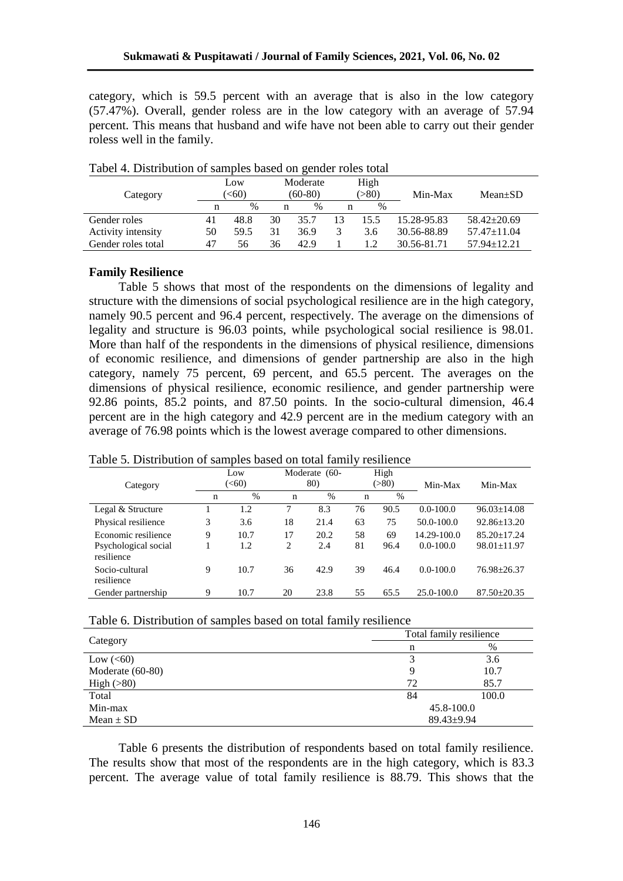category, which is 59.5 percent with an average that is also in the low category (57.47%). Overall, gender roless are in the low category with an average of 57.94 percent. This means that husband and wife have not been able to carry out their gender roless well in the family.

Tabel 4. Distribution of samples based on gender roles total

| Category | Low (<60) | | Moderate (60-80) | | High (>80) | | Min-Max | Mean±SD |
|---|---|---|---|---|---|---|---|---|
| | n | % | n | % | n | % | | |
| Gender roles | 41 | 48.8 | 30 | 35.7 | 13 | 15.5 | 15.28-95.83 | 58.42±20.69 |
| Activity intensity | 50 | 59.5 | 31 | 36.9 | 3 | 3.6 | 30.56-88.89 | 57.47±11.04 |
| Gender roles total | 47 | 56 | 36 | 42.9 | 1 | 1.2 | 30.56-81.71 | 57.94±12.21 |

**Family Resilience**

Table 5 shows that most of the respondents on the dimensions of legality and structure with the dimensions of social psychological resilience are in the high category, namely 90.5 percent and 96.4 percent, respectively. The average on the dimensions of legality and structure is 96.03 points, while psychological social resilience is 98.01. More than half of the respondents in the dimensions of physical resilience, dimensions of economic resilience, and dimensions of gender partnership are also in the high category, namely 75 percent, 69 percent, and 65.5 percent. The averages on the dimensions of physical resilience, economic resilience, and gender partnership were 92.86 points, 85.2 points, and 87.50 points. In the socio-cultural dimension, 46.4 percent are in the high category and 42.9 percent are in the medium category with an average of 76.98 points which is the lowest average compared to other dimensions.

Table 5. Distribution of samples based on total family resilience

| Category | Low (<60) | | Moderate (60-80) | | High (>80) | | Min-Max | Min-Max |
|---|---|---|---|---|---|---|---|---|
| | n | % | n | % | n | % | | |
| Legal & Structure | 1 | 1.2 | 7 | 8.3 | 76 | 90.5 | 0.0-100.0 | 96.03±14.08 |
| Physical resilience | 3 | 3.6 | 18 | 21.4 | 63 | 75 | 50.0-100.0 | 92.86±13.20 |
| Economic resilience | 9 | 10.7 | 17 | 20.2 | 58 | 69 | 14.29-100.0 | 85.20±17.24 |
| Psychological social resilience | 1 | 1.2 | 2 | 2.4 | 81 | 96.4 | 0.0-100.0 | 98.01±11.97 |
| Socio-cultural resilience | 9 | 10.7 | 36 | 42.9 | 39 | 46.4 | 0.0-100.0 | 76.98±26.37 |
| Gender partnership | 9 | 10.7 | 20 | 23.8 | 55 | 65.5 | 25.0-100.0 | 87.50±20.35 |

Table 6. Distribution of samples based on total family resilience

| Category | Total family resilience | |
|---|---|---|
| | n | % |
| Low (<60) | 3 | 3.6 |
| Moderate (60-80) | 9 | 10.7 |
| High (>80) | 72 | 85.7 |
| Total | 84 | 100.0 |
| Min-max | 45.8-100.0 | |
| Mean ± SD | 89.43±9.94 | |

Table 6 presents the distribution of respondents based on total family resilience. The results show that most of the respondents are in the high category, which is 83.3 percent. The average value of total family resilience is 88.79. This shows that the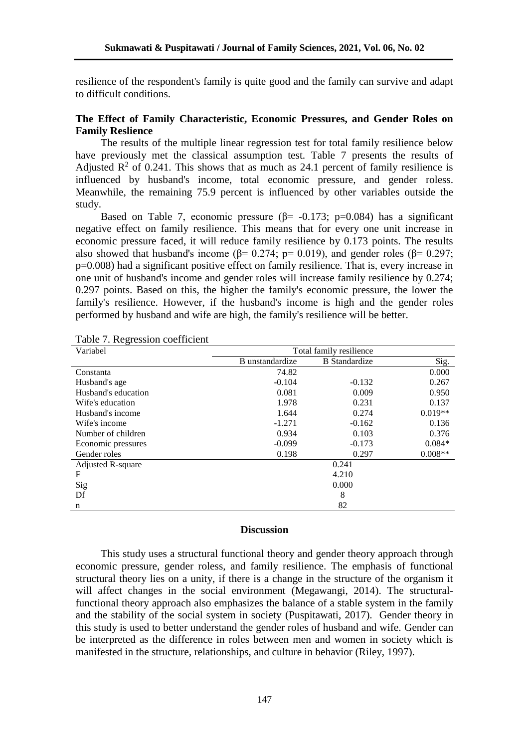resilience of the respondent's family is quite good and the family can survive and adapt to difficult conditions.

### The Effect of Family Characteristic, Economic Pressures, and Gender Roles on Family Reslience

The results of the multiple linear regression test for total family resilience below have previously met the classical assumption test. Table 7 presents the results of Adjusted $R^2$ of 0.241. This shows that as much as 24.1 percent of family resilience is influenced by husband's income, total economic pressure, and gender roless. Meanwhile, the remaining 75.9 percent is influenced by other variables outside the study.

Based on Table 7, economic pressure ($\beta$= -0.173; p=0.084) has a significant negative effect on family resilience. This means that for every one unit increase in economic pressure faced, it will reduce family resilience by 0.173 points. The results also showed that husband's income ($\beta$= 0.274; p= 0.019), and gender roles ($\beta$= 0.297; p=0.008) had a significant positive effect on family resilience. That is, every increase in one unit of husband's income and gender roles will increase family resilience by 0.274; 0.297 points. Based on this, the higher the family's economic pressure, the lower the family's resilience. However, if the husband's income is high and the gender roles performed by husband and wife are high, the family's resilience will be better.

Table 7. Regression coefficient

| Variabel | Total family resilience | | |
|---|---|---|---|
| | B unstandardize | B Standardize | Sig. |
| Constanta | 74.82 | | 0.000 |
| Husband's age | -0.104 | -0.132 | 0.267 |
| Husband's education | 0.081 | 0.009 | 0.950 |
| Wife's education | 1.978 | 0.231 | 0.137 |
| Husband's income | 1.644 | 0.274 | 0.019** |
| Wife's income | -1.271 | -0.162 | 0.136 |
| Number of children | 0.934 | 0.103 | 0.376 |
| Economic pressures | -0.099 | -0.173 | 0.084* |
| Gender roles | 0.198 | 0.297 | 0.008** |
| Adjusted R-square | 0.241 | | |
| F | 4.210 | | |
| Sig | 0.000 | | |
| Df | 8 | | |
| n | 82 | | |

## Discussion

This study uses a structural functional theory and gender theory approach through economic pressure, gender roless, and family resilience. The emphasis of functional structural theory lies on a unity, if there is a change in the structure of the organism it will affect changes in the social environment (Megawangi, 2014). The structural-functional theory approach also emphasizes the balance of a stable system in the family and the stability of the social system in society (Puspitawati, 2017). Gender theory in this study is used to better understand the gender roles of husband and wife. Gender can be interpreted as the difference in roles between men and women in society which is manifested in the structure, relationships, and culture in behavior (Riley, 1997).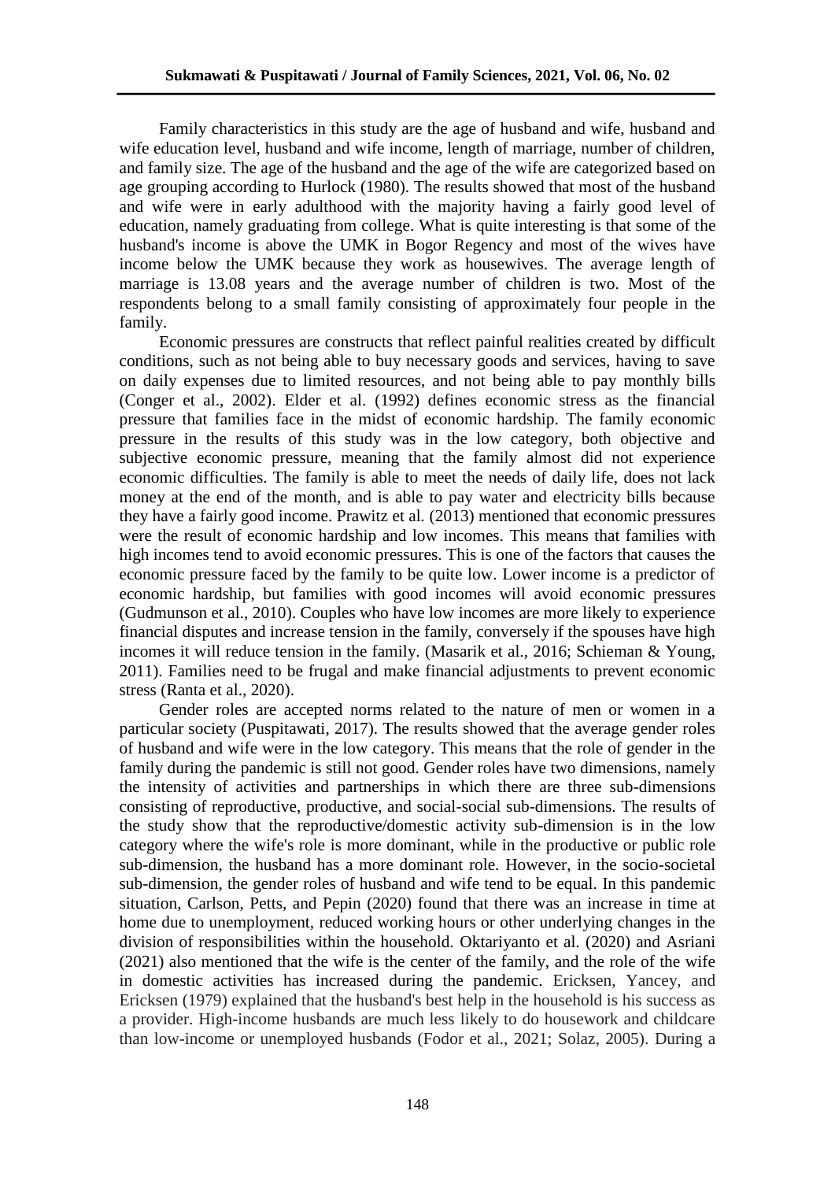Family characteristics in this study are the age of husband and wife, husband and wife education level, husband and wife income, length of marriage, number of children, and family size. The age of the husband and the age of the wife are categorized based on age grouping according to Hurlock (1980). The results showed that most of the husband and wife were in early adulthood with the majority having a fairly good level of education, namely graduating from college. What is quite interesting is that some of the husband's income is above the UMK in Bogor Regency and most of the wives have income below the UMK because they work as housewives. The average length of marriage is 13.08 years and the average number of children is two. Most of the respondents belong to a small family consisting of approximately four people in the family.

Economic pressures are constructs that reflect painful realities created by difficult conditions, such as not being able to buy necessary goods and services, having to save on daily expenses due to limited resources, and not being able to pay monthly bills (Conger et al., 2002). Elder et al. (1992) defines economic stress as the financial pressure that families face in the midst of economic hardship. The family economic pressure in the results of this study was in the low category, both objective and subjective economic pressure, meaning that the family almost did not experience economic difficulties. The family is able to meet the needs of daily life, does not lack money at the end of the month, and is able to pay water and electricity bills because they have a fairly good income. Prawitz et al. (2013) mentioned that economic pressures were the result of economic hardship and low incomes. This means that families with high incomes tend to avoid economic pressures. This is one of the factors that causes the economic pressure faced by the family to be quite low. Lower income is a predictor of economic hardship, but families with good incomes will avoid economic pressures (Gudmunson et al., 2010). Couples who have low incomes are more likely to experience financial disputes and increase tension in the family, conversely if the spouses have high incomes it will reduce tension in the family. (Masarik et al., 2016; Schieman & Young, 2011). Families need to be frugal and make financial adjustments to prevent economic stress (Ranta et al., 2020).

Gender roles are accepted norms related to the nature of men or women in a particular society (Puspitawati, 2017). The results showed that the average gender roles of husband and wife were in the low category. This means that the role of gender in the family during the pandemic is still not good. Gender roles have two dimensions, namely the intensity of activities and partnerships in which there are three sub-dimensions consisting of reproductive, productive, and social-social sub-dimensions. The results of the study show that the reproductive/domestic activity sub-dimension is in the low category where the wife's role is more dominant, while in the productive or public role sub-dimension, the husband has a more dominant role. However, in the socio-societal sub-dimension, the gender roles of husband and wife tend to be equal. In this pandemic situation, Carlson, Petts, and Pepin (2020) found that there was an increase in time at home due to unemployment, reduced working hours or other underlying changes in the division of responsibilities within the household. Oktariyanto et al. (2020) and Asriani (2021) also mentioned that the wife is the center of the family, and the role of the wife in domestic activities has increased during the pandemic. Ericksen, Yancey, and Ericksen (1979) explained that the husband's best help in the household is his success as a provider. High-income husbands are much less likely to do housework and childcare than low-income or unemployed husbands (Fodor et al., 2021; Solaz, 2005). During a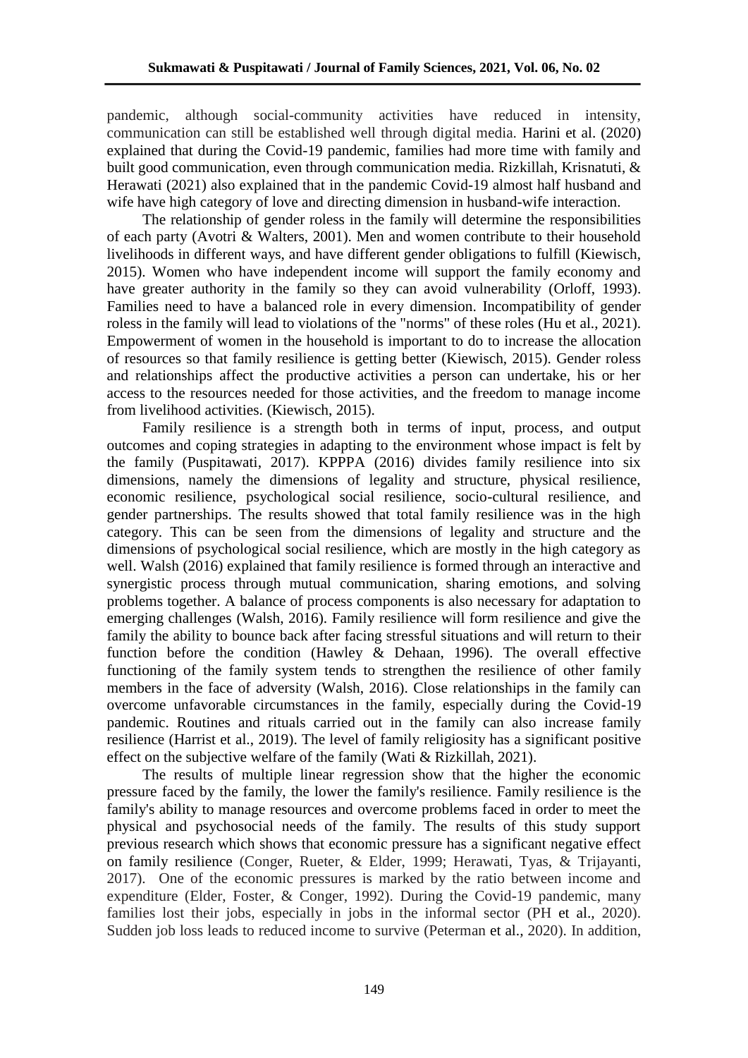pandemic, although social-community activities have reduced in intensity, communication can still be established well through digital media. Harini et al. (2020) explained that during the Covid-19 pandemic, families had more time with family and built good communication, even through communication media. Rizkillah, Krisnatuti, & Herawati (2021) also explained that in the pandemic Covid-19 almost half husband and wife have high category of love and directing dimension in husband-wife interaction.

The relationship of gender roless in the family will determine the responsibilities of each party (Avotri & Walters, 2001). Men and women contribute to their household livelihoods in different ways, and have different gender obligations to fulfill (Kiewisch, 2015). Women who have independent income will support the family economy and have greater authority in the family so they can avoid vulnerability (Orloff, 1993). Families need to have a balanced role in every dimension. Incompatibility of gender roless in the family will lead to violations of the "norms" of these roles (Hu et al., 2021). Empowerment of women in the household is important to do to increase the allocation of resources so that family resilience is getting better (Kiewisch, 2015). Gender roless and relationships affect the productive activities a person can undertake, his or her access to the resources needed for those activities, and the freedom to manage income from livelihood activities. (Kiewisch, 2015).

Family resilience is a strength both in terms of input, process, and output outcomes and coping strategies in adapting to the environment whose impact is felt by the family (Puspitawati, 2017). KPPPA (2016) divides family resilience into six dimensions, namely the dimensions of legality and structure, physical resilience, economic resilience, psychological social resilience, socio-cultural resilience, and gender partnerships. The results showed that total family resilience was in the high category. This can be seen from the dimensions of legality and structure and the dimensions of psychological social resilience, which are mostly in the high category as well. Walsh (2016) explained that family resilience is formed through an interactive and synergistic process through mutual communication, sharing emotions, and solving problems together. A balance of process components is also necessary for adaptation to emerging challenges (Walsh, 2016). Family resilience will form resilience and give the family the ability to bounce back after facing stressful situations and will return to their function before the condition (Hawley & Dehaan, 1996). The overall effective functioning of the family system tends to strengthen the resilience of other family members in the face of adversity (Walsh, 2016). Close relationships in the family can overcome unfavorable circumstances in the family, especially during the Covid-19 pandemic. Routines and rituals carried out in the family can also increase family resilience (Harrist et al., 2019). The level of family religiosity has a significant positive effect on the subjective welfare of the family (Wati & Rizkillah, 2021).

The results of multiple linear regression show that the higher the economic pressure faced by the family, the lower the family's resilience. Family resilience is the family's ability to manage resources and overcome problems faced in order to meet the physical and psychosocial needs of the family. The results of this study support previous research which shows that economic pressure has a significant negative effect on family resilience (Conger, Rueter, & Elder, 1999; Herawati, Tyas, & Trijayanti, 2017). One of the economic pressures is marked by the ratio between income and expenditure (Elder, Foster, & Conger, 1992). During the Covid-19 pandemic, many families lost their jobs, especially in jobs in the informal sector (PH et al., 2020). Sudden job loss leads to reduced income to survive (Peterman et al., 2020). In addition,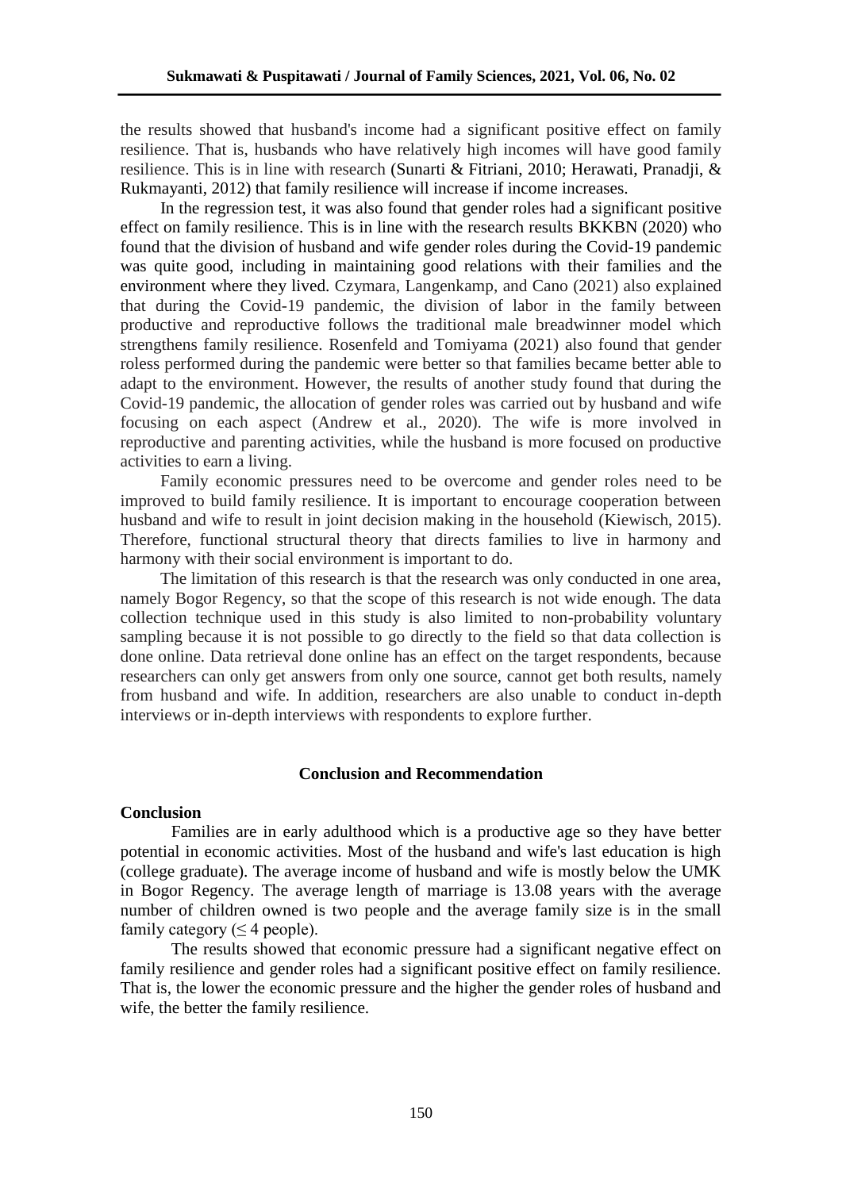the results showed that husband's income had a significant positive effect on family resilience. That is, husbands who have relatively high incomes will have good family resilience. This is in line with research (Sunarti & Fitriani, 2010; Herawati, Pranadji, & Rukmayanti, 2012) that family resilience will increase if income increases.

In the regression test, it was also found that gender roles had a significant positive effect on family resilience. This is in line with the research results BKKBN (2020) who found that the division of husband and wife gender roles during the Covid-19 pandemic was quite good, including in maintaining good relations with their families and the environment where they lived. Czymara, Langenkamp, and Cano (2021) also explained that during the Covid-19 pandemic, the division of labor in the family between productive and reproductive follows the traditional male breadwinner model which strengthens family resilience. Rosenfeld and Tomiyama (2021) also found that gender roless performed during the pandemic were better so that families became better able to adapt to the environment. However, the results of another study found that during the Covid-19 pandemic, the allocation of gender roles was carried out by husband and wife focusing on each aspect (Andrew et al., 2020). The wife is more involved in reproductive and parenting activities, while the husband is more focused on productive activities to earn a living.

Family economic pressures need to be overcome and gender roles need to be improved to build family resilience. It is important to encourage cooperation between husband and wife to result in joint decision making in the household (Kiewisch, 2015). Therefore, functional structural theory that directs families to live in harmony and harmony with their social environment is important to do.

The limitation of this research is that the research was only conducted in one area, namely Bogor Regency, so that the scope of this research is not wide enough. The data collection technique used in this study is also limited to non-probability voluntary sampling because it is not possible to go directly to the field so that data collection is done online. Data retrieval done online has an effect on the target respondents, because researchers can only get answers from only one source, cannot get both results, namely from husband and wife. In addition, researchers are also unable to conduct in-depth interviews or in-depth interviews with respondents to explore further.

## Conclusion and Recommendation

### Conclusion

Families are in early adulthood which is a productive age so they have better potential in economic activities. Most of the husband and wife's last education is high (college graduate). The average income of husband and wife is mostly below the UMK in Bogor Regency. The average length of marriage is 13.08 years with the average number of children owned is two people and the average family size is in the small family category ($\leq$ 4 people).

The results showed that economic pressure had a significant negative effect on family resilience and gender roles had a significant positive effect on family resilience. That is, the lower the economic pressure and the higher the gender roles of husband and wife, the better the family resilience.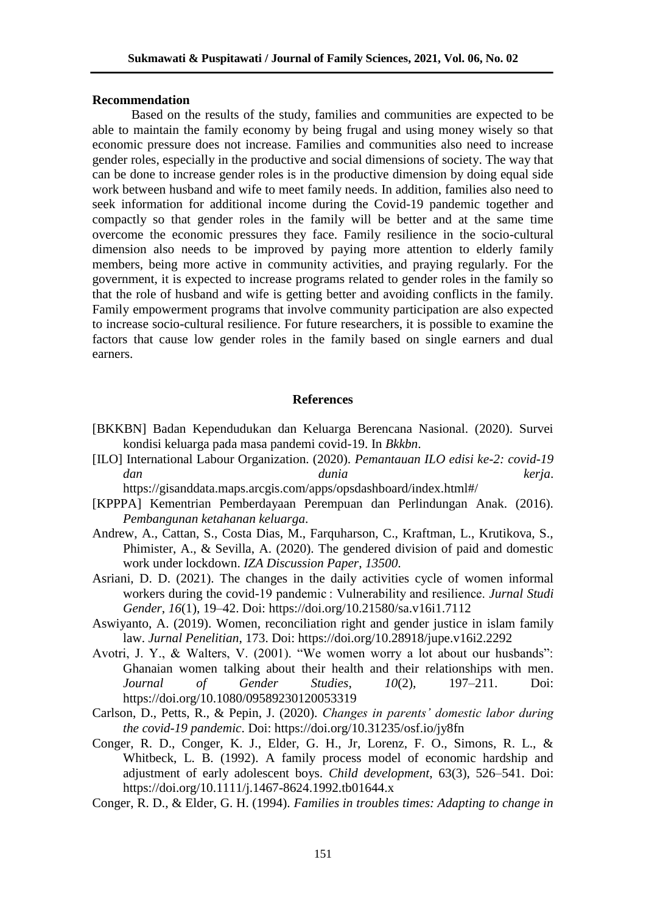## Recommendation

Based on the results of the study, families and communities are expected to be able to maintain the family economy by being frugal and using money wisely so that economic pressure does not increase. Families and communities also need to increase gender roles, especially in the productive and social dimensions of society. The way that can be done to increase gender roles is in the productive dimension by doing equal side work between husband and wife to meet family needs. In addition, families also need to seek information for additional income during the Covid-19 pandemic together and compactly so that gender roles in the family will be better and at the same time overcome the economic pressures they face. Family resilience in the socio-cultural dimension also needs to be improved by paying more attention to elderly family members, being more active in community activities, and praying regularly. For the government, it is expected to increase programs related to gender roles in the family so that the role of husband and wife is getting better and avoiding conflicts in the family. Family empowerment programs that involve community participation are also expected to increase socio-cultural resilience. For future researchers, it is possible to examine the factors that cause low gender roles in the family based on single earners and dual earners.

## References

[BKKBN] Badan Kependudukan dan Keluarga Berencana Nasional. (2020). Survei kondisi keluarga pada masa pandemi covid-19. In *Bkkbn*.

[ILO] International Labour Organization. (2020). *Pemantauan ILO edisi ke-2: covid-19 dan dunia kerja*. https://gisanddata.maps.arcgis.com/apps/opsdashboard/index.html#/

[KPPPA] Kementrian Pemberdayaan Perempuan dan Perlindungan Anak. (2016). *Pembangunan ketahanan keluarga.*

Andrew, A., Cattan, S., Costa Dias, M., Farquharson, C., Kraftman, L., Krutikova, S., Phimister, A., & Sevilla, A. (2020). The gendered division of paid and domestic work under lockdown. *IZA Discussion Paper*, *13500*.

Asriani, D. D. (2021). The changes in the daily activities cycle of women informal workers during the covid-19 pandemic : Vulnerability and resilience. *Jurnal Studi Gender*, *16*(1), 19–42. Doi: https://doi.org/10.21580/sa.v16i1.7112

Aswiyanto, A. (2019). Women, reconciliation right and gender justice in islam family law. *Jurnal Penelitian*, 173. Doi: https://doi.org/10.28918/jupe.v16i2.2292

Avotri, J. Y., & Walters, V. (2001). "We women worry a lot about our husbands": Ghanaian women talking about their health and their relationships with men. *Journal of Gender Studies*, *10*(2), 197–211. Doi: https://doi.org/10.1080/09589230120053319

Carlson, D., Petts, R., & Pepin, J. (2020). *Changes in parents' domestic labor during the covid-19 pandemic*. Doi: https://doi.org/10.31235/osf.io/jy8fn

Conger, R. D., Conger, K. J., Elder, G. H., Jr, Lorenz, F. O., Simons, R. L., & Whitbeck, L. B. (1992). A family process model of economic hardship and adjustment of early adolescent boys. *Child development*, 63(3), 526–541. Doi: https://doi.org/10.1111/j.1467-8624.1992.tb01644.x

Conger, R. D., & Elder, G. H. (1994). *Families in troubles times: Adapting to change in*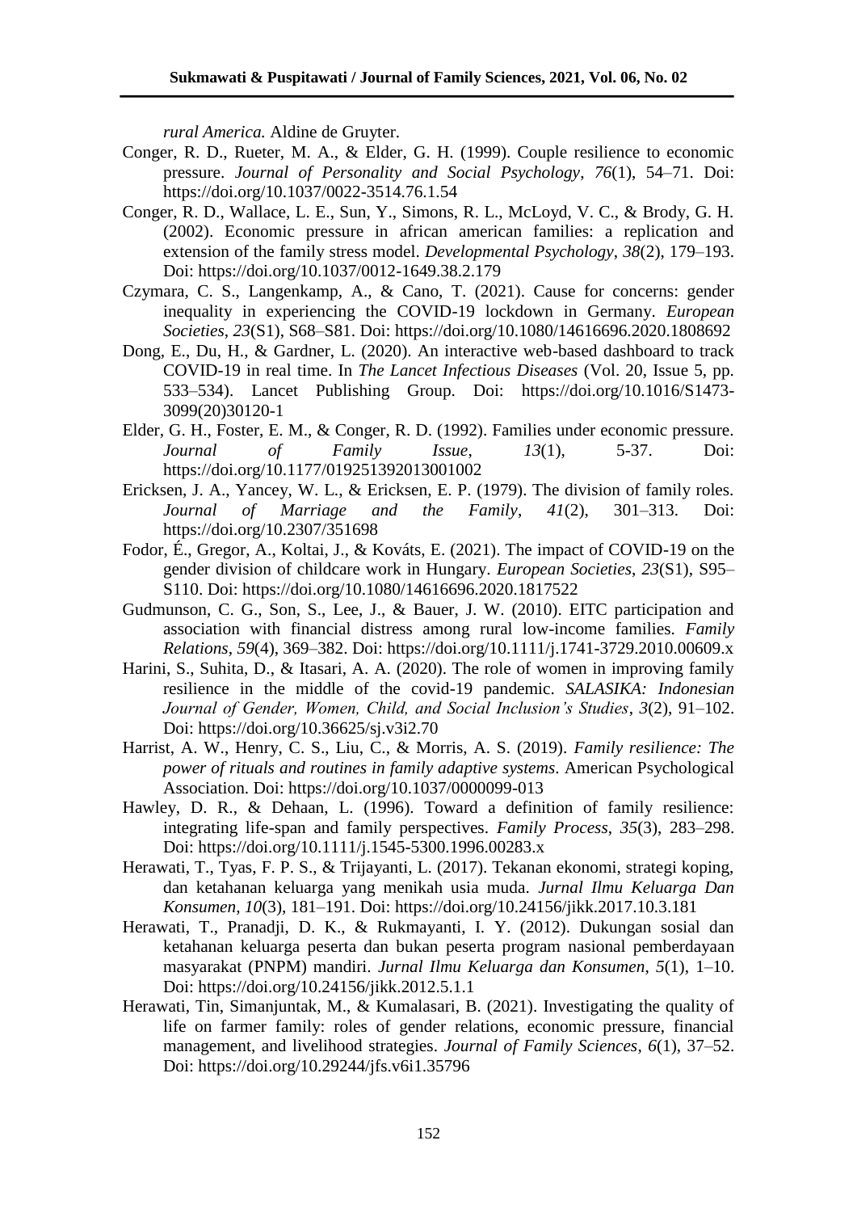*rural America.* Aldine de Gruyter.

Conger, R. D., Rueter, M. A., & Elder, G. H. (1999). Couple resilience to economic pressure. *Journal of Personality and Social Psychology*, *76*(1), 54–71. Doi: https://doi.org/10.1037/0022-3514.76.1.54

Conger, R. D., Wallace, L. E., Sun, Y., Simons, R. L., McLoyd, V. C., & Brody, G. H. (2002). Economic pressure in african american families: a replication and extension of the family stress model. *Developmental Psychology*, *38*(2), 179–193. Doi: https://doi.org/10.1037/0012-1649.38.2.179

Czymara, C. S., Langenkamp, A., & Cano, T. (2021). Cause for concerns: gender inequality in experiencing the COVID-19 lockdown in Germany. *European Societies*, *23*(S1), S68–S81. Doi: https://doi.org/10.1080/14616696.2020.1808692

Dong, E., Du, H., & Gardner, L. (2020). An interactive web-based dashboard to track COVID-19 in real time. In *The Lancet Infectious Diseases* (Vol. 20, Issue 5, pp. 533–534). Lancet Publishing Group. Doi: https://doi.org/10.1016/S1473-3099(20)30120-1

Elder, G. H., Foster, E. M., & Conger, R. D. (1992). Families under economic pressure. *Journal of Family Issue*, *13*(1), 5-37. Doi: https://doi.org/10.1177/019251392013001002

Ericksen, J. A., Yancey, W. L., & Ericksen, E. P. (1979). The division of family roles. *Journal of Marriage and the Family*, *41*(2), 301–313. Doi: https://doi.org/10.2307/351698

Fodor, É., Gregor, A., Koltai, J., & Kováts, E. (2021). The impact of COVID-19 on the gender division of childcare work in Hungary. *European Societies*, *23*(S1), S95–S110. Doi: https://doi.org/10.1080/14616696.2020.1817522

Gudmunson, C. G., Son, S., Lee, J., & Bauer, J. W. (2010). EITC participation and association with financial distress among rural low-income families. *Family Relations*, *59*(4), 369–382. Doi: https://doi.org/10.1111/j.1741-3729.2010.00609.x

Harini, S., Suhita, D., & Itasari, A. A. (2020). The role of women in improving family resilience in the middle of the covid-19 pandemic. *SALASIKA: Indonesian Journal of Gender, Women, Child, and Social Inclusion's Studies*, *3*(2), 91–102. Doi: https://doi.org/10.36625/sj.v3i2.70

Harrist, A. W., Henry, C. S., Liu, C., & Morris, A. S. (2019). *Family resilience: The power of rituals and routines in family adaptive systems*. American Psychological Association. Doi: https://doi.org/10.1037/0000099-013

Hawley, D. R., & Dehaan, L. (1996). Toward a definition of family resilience: integrating life-span and family perspectives. *Family Process*, *35*(3), 283–298. Doi: https://doi.org/10.1111/j.1545-5300.1996.00283.x

Herawati, T., Tyas, F. P. S., & Trijayanti, L. (2017). Tekanan ekonomi, strategi koping, dan ketahanan keluarga yang menikah usia muda. *Jurnal Ilmu Keluarga Dan Konsumen*, *10*(3), 181–191. Doi: https://doi.org/10.24156/jikk.2017.10.3.181

Herawati, T., Pranadji, D. K., & Rukmayanti, I. Y. (2012). Dukungan sosial dan ketahanan keluarga peserta dan bukan peserta program nasional pemberdayaan masyarakat (PNPM) mandiri. *Jurnal Ilmu Keluarga dan Konsumen*, *5*(1), 1–10. Doi: https://doi.org/10.24156/jikk.2012.5.1.1

Herawati, Tin, Simanjuntak, M., & Kumalasari, B. (2021). Investigating the quality of life on farmer family: roles of gender relations, economic pressure, financial management, and livelihood strategies. *Journal of Family Sciences*, *6*(1), 37–52. Doi: https://doi.org/10.29244/jfs.v6i1.35796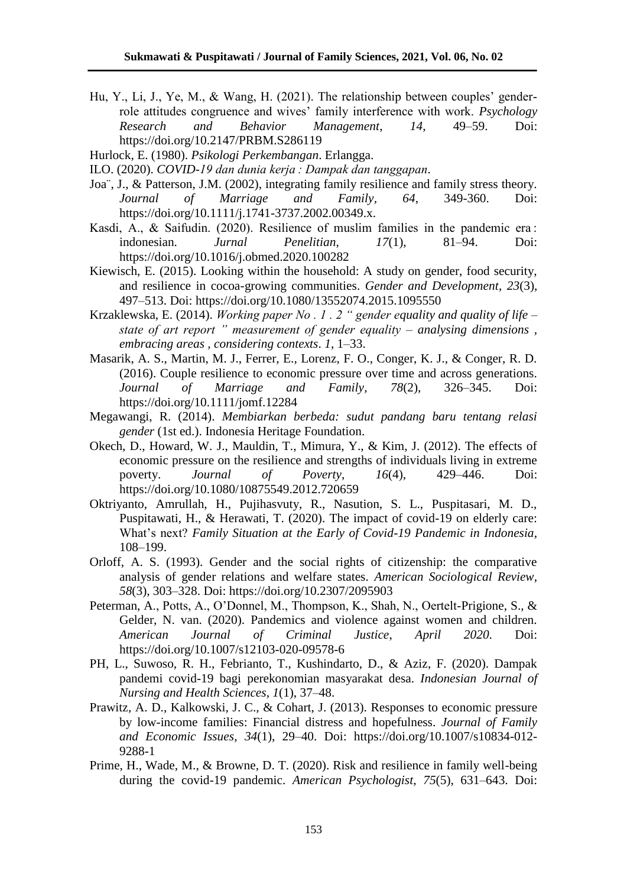Hu, Y., Li, J., Ye, M., & Wang, H. (2021). The relationship between couples' gender-role attitudes congruence and wives' family interference with work. *Psychology Research and Behavior Management*, *14*, 49–59. Doi: https://doi.org/10.2147/PRBM.S286119

Hurlock, E. (1980). *Psikologi Perkembangan*. Erlangga.

ILO. (2020). *COVID-19 dan dunia kerja : Dampak dan tanggapan*.

Joa¨, J., & Patterson, J.M. (2002), integrating family resilience and family stress theory. *Journal of Marriage and Family*, *64*, 349-360. Doi: https://doi.org/10.1111/j.1741-3737.2002.00349.x.

Kasdi, A., & Saifudin. (2020). Resilience of muslim families in the pandemic era : indonesian. *Jurnal Penelitian*, *17*(1), 81–94. Doi: https://doi.org/10.1016/j.obmed.2020.100282

Kiewisch, E. (2015). Looking within the household: A study on gender, food security, and resilience in cocoa-growing communities. *Gender and Development*, *23*(3), 497–513. Doi: https://doi.org/10.1080/13552074.2015.1095550

Krzaklewska, E. (2014). *Working paper No . 1 . 2 " gender equality and quality of life – state of art report " measurement of gender equality – analysing dimensions , embracing areas , considering contexts*. *1*, 1–33.

Masarik, A. S., Martin, M. J., Ferrer, E., Lorenz, F. O., Conger, K. J., & Conger, R. D. (2016). Couple resilience to economic pressure over time and across generations. *Journal of Marriage and Family*, *78*(2), 326–345. Doi: https://doi.org/10.1111/jomf.12284

Megawangi, R. (2014). *Membiarkan berbeda: sudut pandang baru tentang relasi gender* (1st ed.). Indonesia Heritage Foundation.

Okech, D., Howard, W. J., Mauldin, T., Mimura, Y., & Kim, J. (2012). The effects of economic pressure on the resilience and strengths of individuals living in extreme poverty. *Journal of Poverty*, *16*(4), 429–446. Doi: https://doi.org/10.1080/10875549.2012.720659

Oktriyanto, Amrullah, H., Pujihasvuty, R., Nasution, S. L., Puspitasari, M. D., Puspitawati, H., & Herawati, T. (2020). The impact of covid-19 on elderly care: What's next? *Family Situation at the Early of Covid-19 Pandemic in Indonesia*, 108–199.

Orloff, A. S. (1993). Gender and the social rights of citizenship: the comparative analysis of gender relations and welfare states. *American Sociological Review*, *58*(3), 303–328. Doi: https://doi.org/10.2307/2095903

Peterman, A., Potts, A., O'Donnel, M., Thompson, K., Shah, N., Oertelt-Prigione, S., & Gelder, N. van. (2020). Pandemics and violence against women and children. *American Journal of Criminal Justice*, *April 2020*. Doi: https://doi.org/10.1007/s12103-020-09578-6

PH, L., Suwoso, R. H., Febrianto, T., Kushindarto, D., & Aziz, F. (2020). Dampak pandemi covid-19 bagi perekonomian masyarakat desa. *Indonesian Journal of Nursing and Health Sciences*, *1*(1), 37–48.

Prawitz, A. D., Kalkowski, J. C., & Cohart, J. (2013). Responses to economic pressure by low-income families: Financial distress and hopefulness. *Journal of Family and Economic Issues*, *34*(1), 29–40. Doi: https://doi.org/10.1007/s10834-012-9288-1

Prime, H., Wade, M., & Browne, D. T. (2020). Risk and resilience in family well-being during the covid-19 pandemic. *American Psychologist*, *75*(5), 631–643. Doi: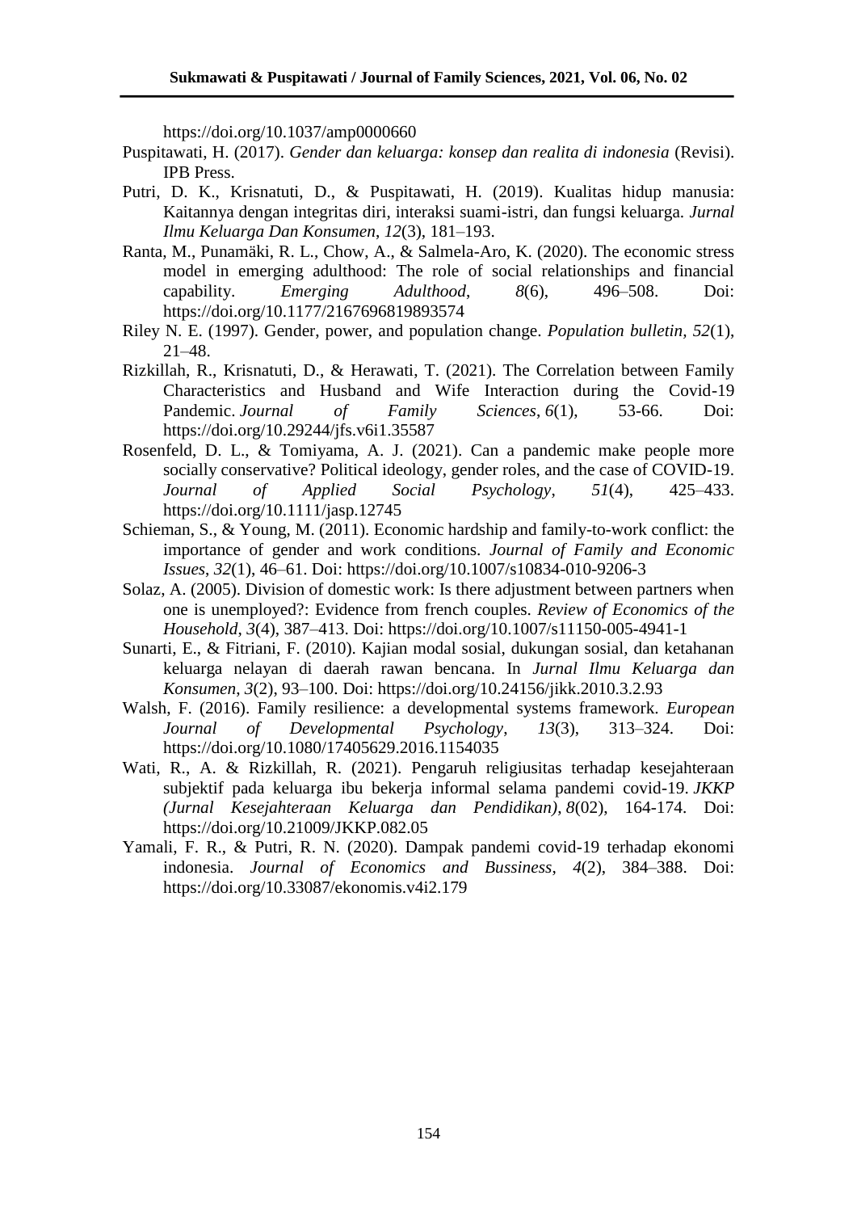https://doi.org/10.1037/amp0000660

Puspitawati, H. (2017). *Gender dan keluarga: konsep dan realita di indonesia* (Revisi). IPB Press.

Putri, D. K., Krisnatuti, D., & Puspitawati, H. (2019). Kualitas hidup manusia: Kaitannya dengan integritas diri, interaksi suami-istri, dan fungsi keluarga. *Jurnal Ilmu Keluarga Dan Konsumen*, *12*(3), 181–193.

Ranta, M., Punamäki, R. L., Chow, A., & Salmela-Aro, K. (2020). The economic stress model in emerging adulthood: The role of social relationships and financial capability. *Emerging Adulthood*, *8*(6), 496–508. Doi: https://doi.org/10.1177/2167696819893574

Riley N. E. (1997). Gender, power, and population change. *Population bulletin*, *52*(1), 21–48.

Rizkillah, R., Krisnatuti, D., & Herawati, T. (2021). The Correlation between Family Characteristics and Husband and Wife Interaction during the Covid-19 Pandemic. *Journal of Family Sciences*, *6*(1), 53-66. Doi: https://doi.org/10.29244/jfs.v6i1.35587

Rosenfeld, D. L., & Tomiyama, A. J. (2021). Can a pandemic make people more socially conservative? Political ideology, gender roles, and the case of COVID-19. *Journal of Applied Social Psychology*, *51*(4), 425–433. https://doi.org/10.1111/jasp.12745

Schieman, S., & Young, M. (2011). Economic hardship and family-to-work conflict: the importance of gender and work conditions. *Journal of Family and Economic Issues*, *32*(1), 46–61. Doi: https://doi.org/10.1007/s10834-010-9206-3

Solaz, A. (2005). Division of domestic work: Is there adjustment between partners when one is unemployed?: Evidence from french couples. *Review of Economics of the Household*, *3*(4), 387–413. Doi: https://doi.org/10.1007/s11150-005-4941-1

Sunarti, E., & Fitriani, F. (2010). Kajian modal sosial, dukungan sosial, dan ketahanan keluarga nelayan di daerah rawan bencana. In *Jurnal Ilmu Keluarga dan Konsumen*, *3*(2), 93–100. Doi: https://doi.org/10.24156/jikk.2010.3.2.93

Walsh, F. (2016). Family resilience: a developmental systems framework. *European Journal of Developmental Psychology*, *13*(3), 313–324. Doi: https://doi.org/10.1080/17405629.2016.1154035

Wati, R., A. & Rizkillah, R. (2021). Pengaruh religiusitas terhadap kesejahteraan subjektif pada keluarga ibu bekerja informal selama pandemi covid-19. *JKKP (Jurnal Kesejahteraan Keluarga dan Pendidikan)*, *8*(02), 164-174. Doi: https://doi.org/10.21009/JKKP.082.05

Yamali, F. R., & Putri, R. N. (2020). Dampak pandemi covid-19 terhadap ekonomi indonesia. *Journal of Economics and Bussiness*, *4*(2), 384–388. Doi: https://doi.org/10.33087/ekonomis.v4i2.179